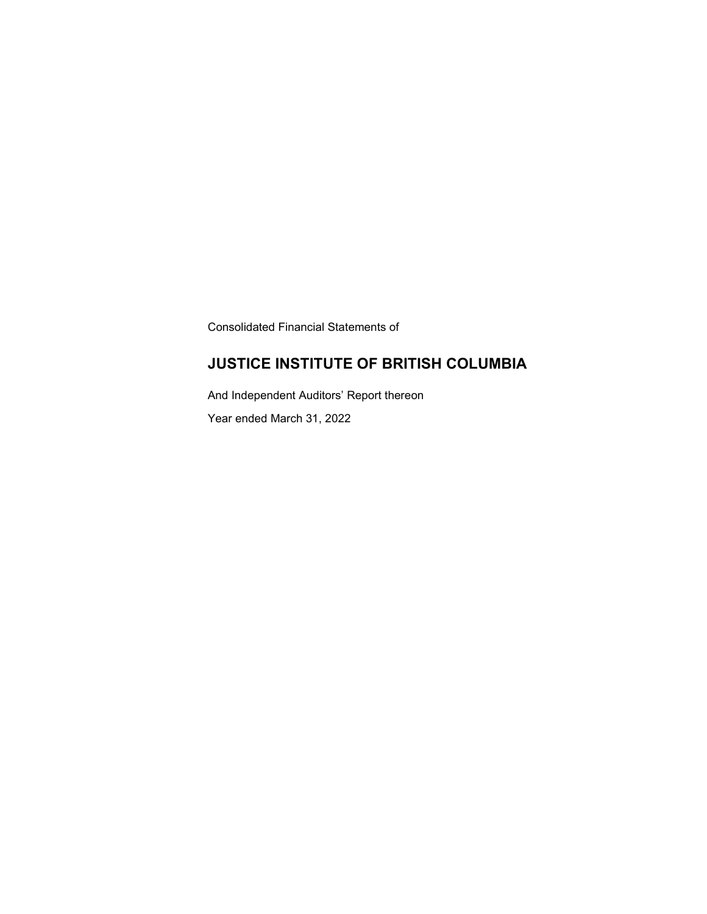Consolidated Financial Statements of

# JUSTICE INSTITUTE OF BRITISH COLUMBIA

And Independent Auditors' Report thereon

Year ended March 31, 2022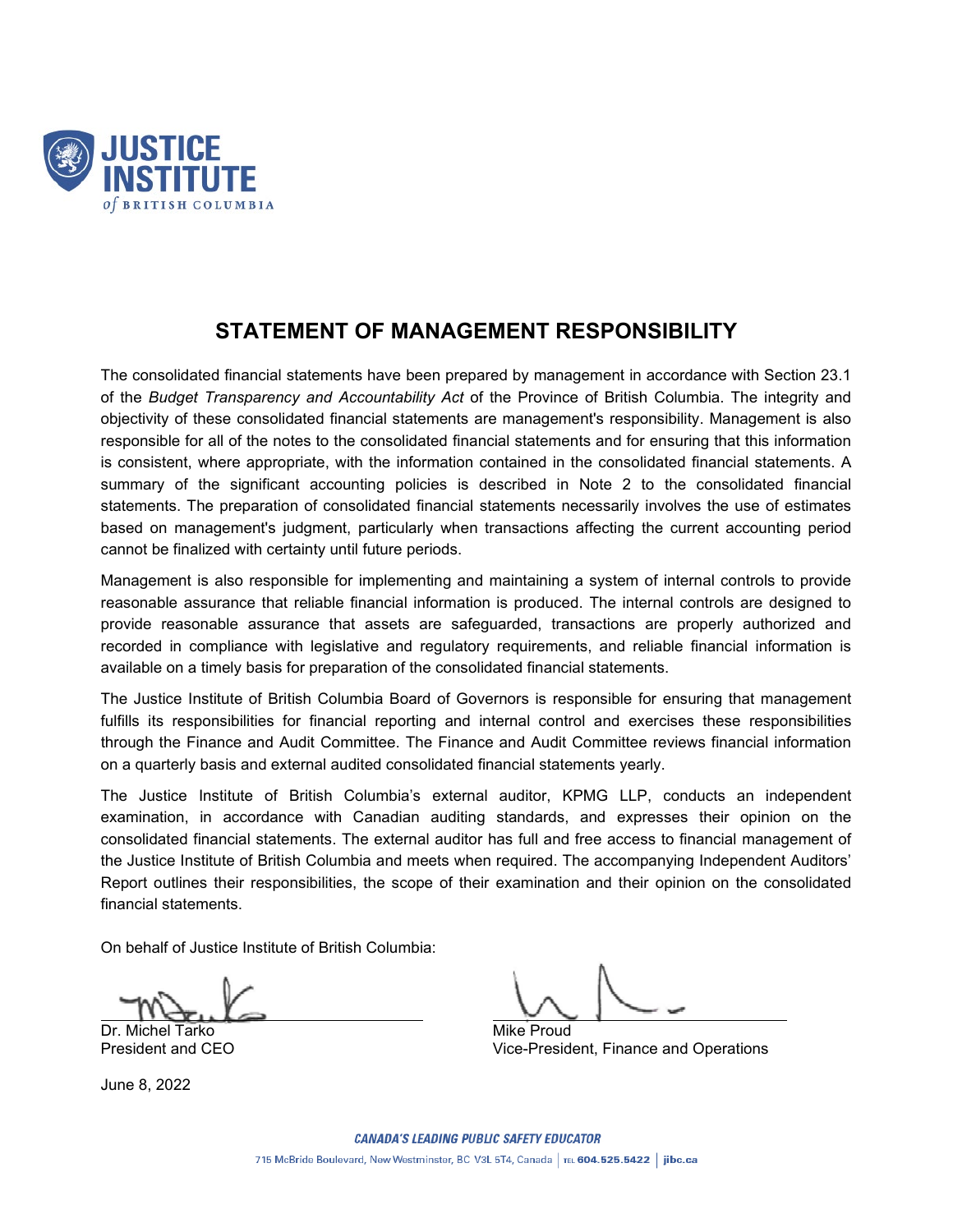# STATEMENT OF MANAGEMENT RESPONSIBILITY

The consolidated financial statements have been prepared by management in accordance with Section 23.1 of the *Budget Transparency and Accountability Act* of the Province of British Columbia. The integrity and objectivity of these consolidated financial statements are management's responsibility. Management is also responsible for all of the notes to the consolidated financial statements and for ensuring that this information is consistent, where appropriate, with the information contained in the consolidated financial statements. A summary of the significant accounting policies is described in Note 2 to the consolidated financial statements. The preparation of consolidated financial statements necessarily involves the use of estimates based on management's judgment, particularly when transactions affecting the current accounting period cannot be finalized with certainty until future periods.

Management is also responsible for implementing and maintaining a system of internal controls to provide reasonable assurance that reliable financial information is produced. The internal controls are designed to provide reasonable assurance that assets are safeguarded, transactions are properly authorized and recorded in compliance with legislative and regulatory requirements, and reliable financial information is available on a timely basis for preparation of the consolidated financial statements.

The Justice Institute of British Columbia Board of Governors is responsible for ensuring that management fulfills its responsibilities for financial reporting and internal control and exercises these responsibilities through the Finance and Audit Committee. The Finance and Audit Committee reviews financial information on a quarterly basis and external audited consolidated financial statements yearly.

The Justice Institute of British Columbia's external auditor, KPMG LLP, conducts an independent examination, in accordance with Canadian auditing standards, and expresses their opinion on the consolidated financial statements. The external auditor has full and free access to financial management of the Justice Institute of British Columbia and meets when required. The accompanying Independent Auditors' Report outlines their responsibilities, the scope of their examination and their opinion on the consolidated financial statements.

On behalf of Justice Institute of British Columbia:

Dr. Michel Tarko
President and CEO

Mike Proud
Vice-President, Finance and Operations

June 8, 2022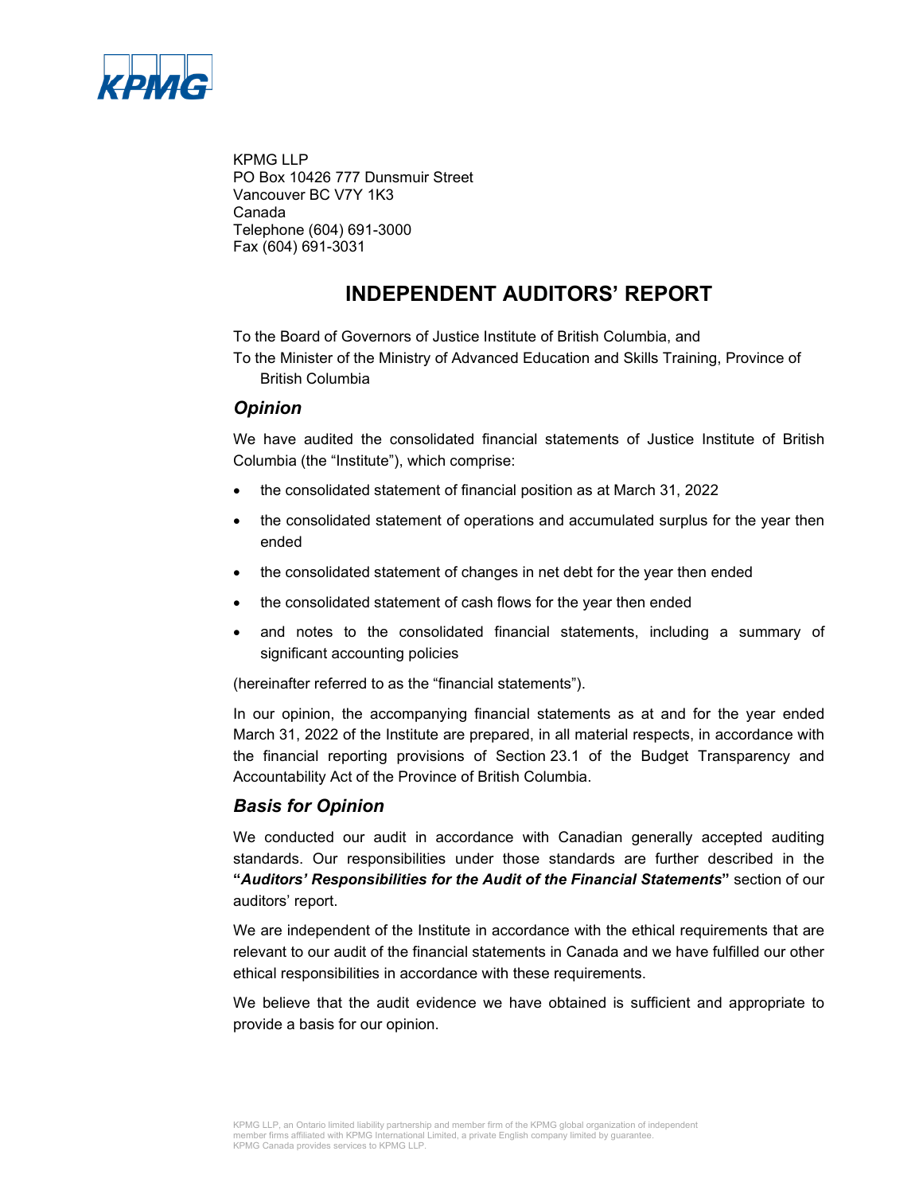KPMG LLP
PO Box 10426 777 Dunsmuir Street
Vancouver BC V7Y 1K3
Canada
Telephone (604) 691-3000
Fax (604) 691-3031

# INDEPENDENT AUDITORS' REPORT

To the Board of Governors of Justice Institute of British Columbia, and
To the Minister of the Ministry of Advanced Education and Skills Training, Province of British Columbia

## *Opinion*

We have audited the consolidated financial statements of Justice Institute of British Columbia (the "Institute"), which comprise:

- the consolidated statement of financial position as at March 31, 2022
- the consolidated statement of operations and accumulated surplus for the year then ended
- the consolidated statement of changes in net debt for the year then ended
- the consolidated statement of cash flows for the year then ended
- and notes to the consolidated financial statements, including a summary of significant accounting policies

(hereinafter referred to as the "financial statements").

In our opinion, the accompanying financial statements as at and for the year ended March 31, 2022 of the Institute are prepared, in all material respects, in accordance with the financial reporting provisions of Section 23.1 of the Budget Transparency and Accountability Act of the Province of British Columbia.

## *Basis for Opinion*

We conducted our audit in accordance with Canadian generally accepted auditing standards. Our responsibilities under those standards are further described in the **"*Auditors' Responsibilities for the Audit of the Financial Statements*"** section of our auditors' report.

We are independent of the Institute in accordance with the ethical requirements that are relevant to our audit of the financial statements in Canada and we have fulfilled our other ethical responsibilities in accordance with these requirements.

We believe that the audit evidence we have obtained is sufficient and appropriate to provide a basis for our opinion.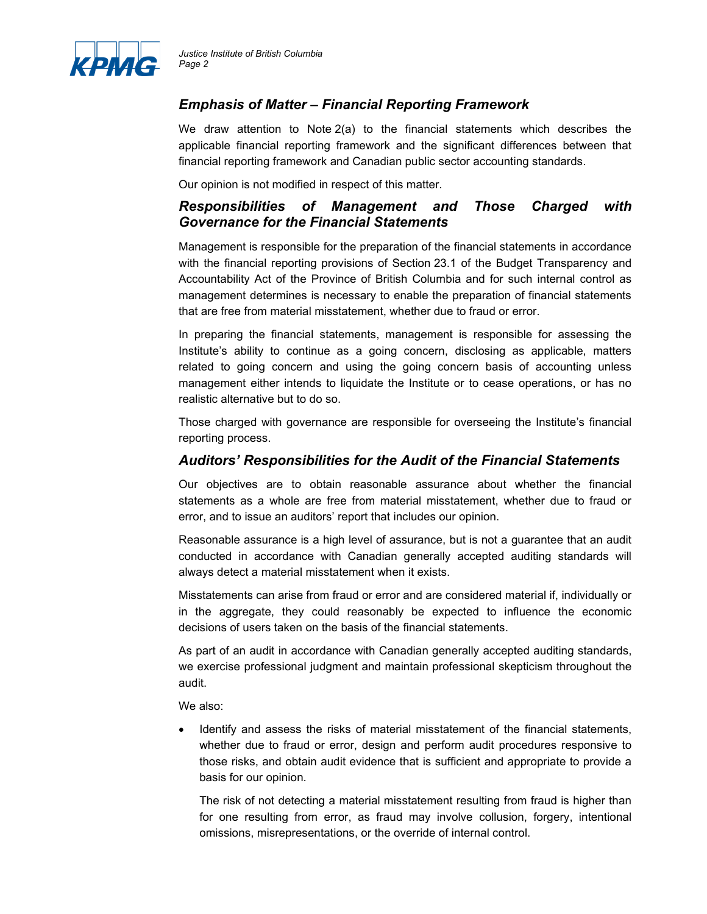## *Emphasis of Matter – Financial Reporting Framework*

We draw attention to Note 2(a) to the financial statements which describes the applicable financial reporting framework and the significant differences between that financial reporting framework and Canadian public sector accounting standards.

Our opinion is not modified in respect of this matter.

## *Responsibilities of Management and Those Charged with Governance for the Financial Statements*

Management is responsible for the preparation of the financial statements in accordance with the financial reporting provisions of Section 23.1 of the Budget Transparency and Accountability Act of the Province of British Columbia and for such internal control as management determines is necessary to enable the preparation of financial statements that are free from material misstatement, whether due to fraud or error.

In preparing the financial statements, management is responsible for assessing the Institute's ability to continue as a going concern, disclosing as applicable, matters related to going concern and using the going concern basis of accounting unless management either intends to liquidate the Institute or to cease operations, or has no realistic alternative but to do so.

Those charged with governance are responsible for overseeing the Institute's financial reporting process.

## *Auditors' Responsibilities for the Audit of the Financial Statements*

Our objectives are to obtain reasonable assurance about whether the financial statements as a whole are free from material misstatement, whether due to fraud or error, and to issue an auditors' report that includes our opinion.

Reasonable assurance is a high level of assurance, but is not a guarantee that an audit conducted in accordance with Canadian generally accepted auditing standards will always detect a material misstatement when it exists.

Misstatements can arise from fraud or error and are considered material if, individually or in the aggregate, they could reasonably be expected to influence the economic decisions of users taken on the basis of the financial statements.

As part of an audit in accordance with Canadian generally accepted auditing standards, we exercise professional judgment and maintain professional skepticism throughout the audit.

We also:

- Identify and assess the risks of material misstatement of the financial statements, whether due to fraud or error, design and perform audit procedures responsive to those risks, and obtain audit evidence that is sufficient and appropriate to provide a basis for our opinion.

  The risk of not detecting a material misstatement resulting from fraud is higher than for one resulting from error, as fraud may involve collusion, forgery, intentional omissions, misrepresentations, or the override of internal control.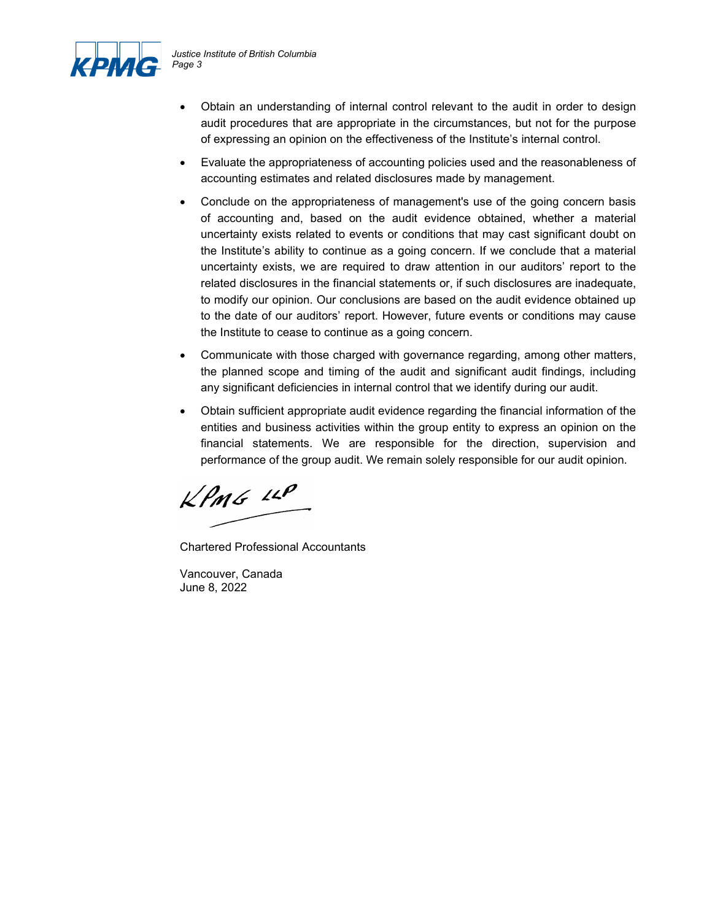- Obtain an understanding of internal control relevant to the audit in order to design audit procedures that are appropriate in the circumstances, but not for the purpose of expressing an opinion on the effectiveness of the Institute's internal control.
- Evaluate the appropriateness of accounting policies used and the reasonableness of accounting estimates and related disclosures made by management.
- Conclude on the appropriateness of management's use of the going concern basis of accounting and, based on the audit evidence obtained, whether a material uncertainty exists related to events or conditions that may cast significant doubt on the Institute's ability to continue as a going concern. If we conclude that a material uncertainty exists, we are required to draw attention in our auditors' report to the related disclosures in the financial statements or, if such disclosures are inadequate, to modify our opinion. Our conclusions are based on the audit evidence obtained up to the date of our auditors' report. However, future events or conditions may cause the Institute to cease to continue as a going concern.
- Communicate with those charged with governance regarding, among other matters, the planned scope and timing of the audit and significant audit findings, including any significant deficiencies in internal control that we identify during our audit.
- Obtain sufficient appropriate audit evidence regarding the financial information of the entities and business activities within the group entity to express an opinion on the financial statements. We are responsible for the direction, supervision and performance of the group audit. We remain solely responsible for our audit opinion.

KPMG LLP

Chartered Professional Accountants

Vancouver, Canada
June 8, 2022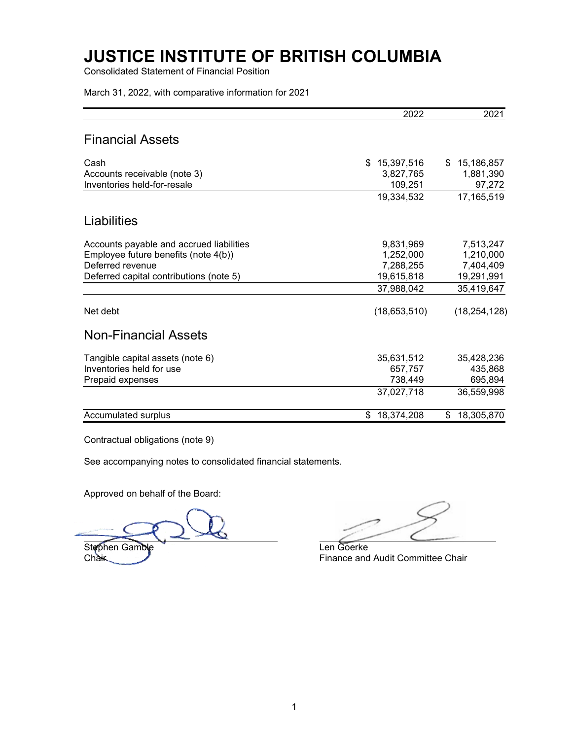# JUSTICE INSTITUTE OF BRITISH COLUMBIA

Consolidated Statement of Financial Position

March 31, 2022, with comparative information for 2021

| | 2022 | 2021 |
|---|---|---|
| **Financial Assets** | | |
| Cash | $ 15,397,516 | $ 15,186,857 |
| Accounts receivable (note 3) | 3,827,765 | 1,881,390 |
| Inventories held-for-resale | 109,251 | 97,272 |
| | 19,334,532 | 17,165,519 |
| **Liabilities** | | |
| Accounts payable and accrued liabilities | 9,831,969 | 7,513,247 |
| Employee future benefits (note 4(b)) | 1,252,000 | 1,210,000 |
| Deferred revenue | 7,288,255 | 7,404,409 |
| Deferred capital contributions (note 5) | 19,615,818 | 19,291,991 |
| | 37,988,042 | 35,419,647 |
| Net debt | (18,653,510) | (18,254,128) |
| **Non-Financial Assets** | | |
| Tangible capital assets (note 6) | 35,631,512 | 35,428,236 |
| Inventories held for use | 657,757 | 435,868 |
| Prepaid expenses | 738,449 | 695,894 |
| | 37,027,718 | 36,559,998 |
| Accumulated surplus | $ 18,374,208 | $ 18,305,870 |

Contractual obligations (note 9)

See accompanying notes to consolidated financial statements.

Approved on behalf of the Board:

Stephen Gamble
Chair

Len Goerke
Finance and Audit Committee Chair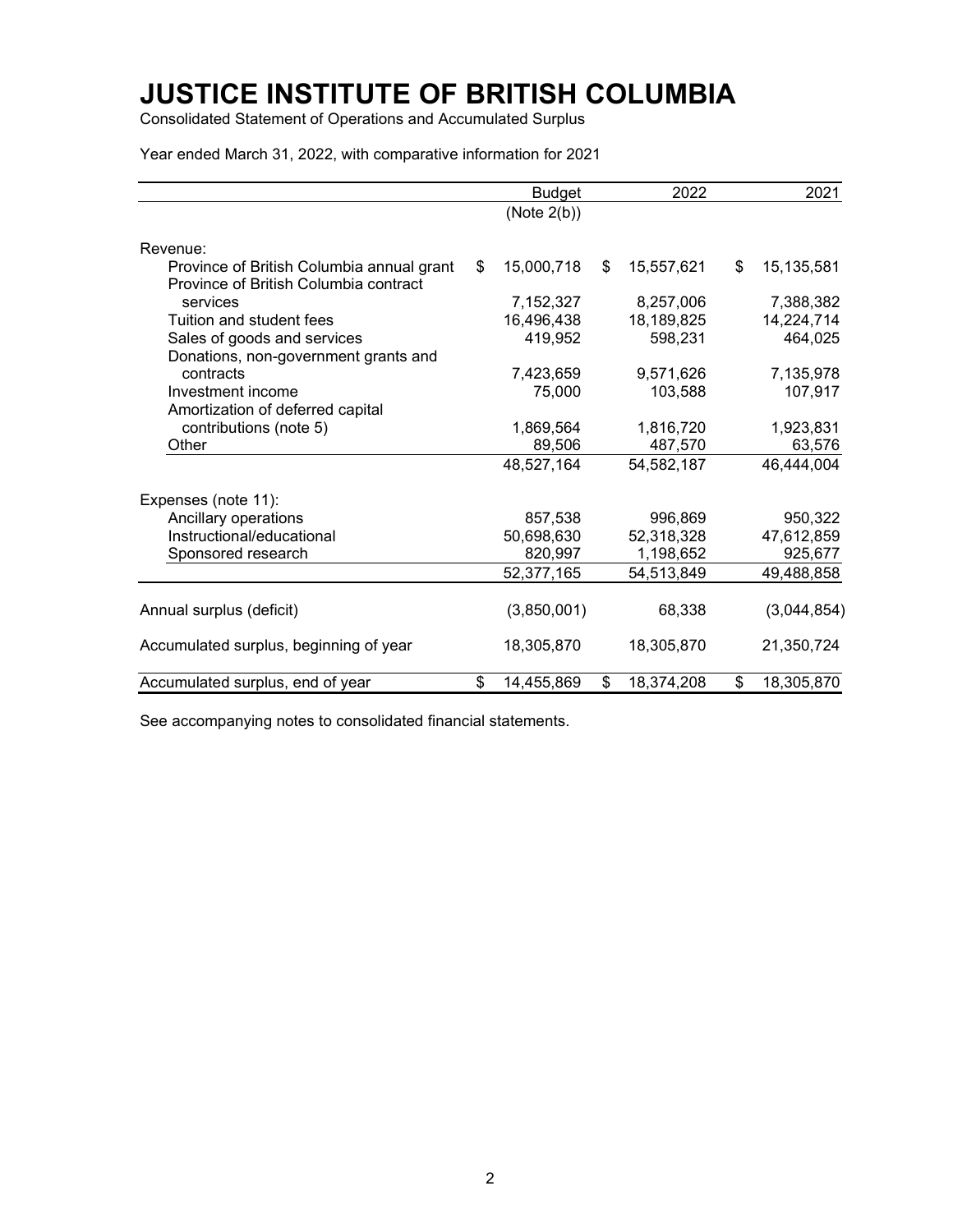# JUSTICE INSTITUTE OF BRITISH COLUMBIA

Consolidated Statement of Operations and Accumulated Surplus

Year ended March 31, 2022, with comparative information for 2021

| | Budget (Note 2(b)) | 2022 | 2021 |
|---|---|---|---|
| Revenue: | | | |
| Province of British Columbia annual grant | $ 15,000,718 | $ 15,557,621 | $ 15,135,581 |
| Province of British Columbia contract services | 7,152,327 | 8,257,006 | 7,388,382 |
| Tuition and student fees | 16,496,438 | 18,189,825 | 14,224,714 |
| Sales of goods and services | 419,952 | 598,231 | 464,025 |
| Donations, non-government grants and contracts | 7,423,659 | 9,571,626 | 7,135,978 |
| Investment income | 75,000 | 103,588 | 107,917 |
| Amortization of deferred capital contributions (note 5) | 1,869,564 | 1,816,720 | 1,923,831 |
| Other | 89,506 | 487,570 | 63,576 |
| | 48,527,164 | 54,582,187 | 46,444,004 |
| Expenses (note 11): | | | |
| Ancillary operations | 857,538 | 996,869 | 950,322 |
| Instructional/educational | 50,698,630 | 52,318,328 | 47,612,859 |
| Sponsored research | 820,997 | 1,198,652 | 925,677 |
| | 52,377,165 | 54,513,849 | 49,488,858 |
| Annual surplus (deficit) | (3,850,001) | 68,338 | (3,044,854) |
| Accumulated surplus, beginning of year | 18,305,870 | 18,305,870 | 21,350,724 |
| Accumulated surplus, end of year | $ 14,455,869 | $ 18,374,208 | $ 18,305,870 |

See accompanying notes to consolidated financial statements.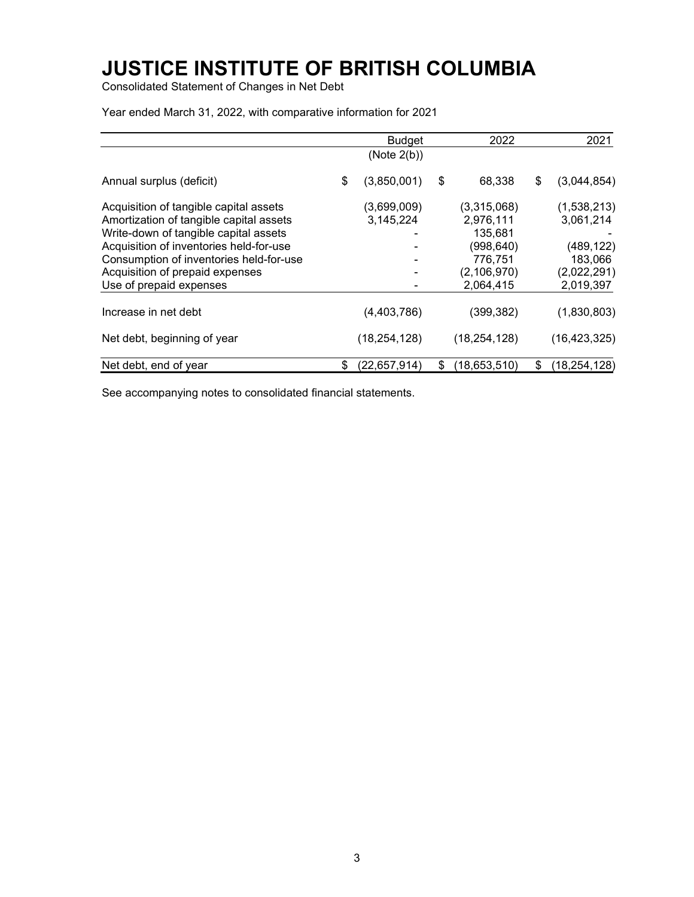# JUSTICE INSTITUTE OF BRITISH COLUMBIA

Consolidated Statement of Changes in Net Debt

Year ended March 31, 2022, with comparative information for 2021

| | Budget (Note 2(b)) | 2022 | 2021 |
|---|---|---|---|
| Annual surplus (deficit) | $ (3,850,001) | $ 68,338 | $ (3,044,854) |
| Acquisition of tangible capital assets | (3,699,009) | (3,315,068) | (1,538,213) |
| Amortization of tangible capital assets | 3,145,224 | 2,976,111 | 3,061,214 |
| Write-down of tangible capital assets | - | 135,681 | - |
| Acquisition of inventories held-for-use | - | (998,640) | (489,122) |
| Consumption of inventories held-for-use | - | 776,751 | 183,066 |
| Acquisition of prepaid expenses | - | (2,106,970) | (2,022,291) |
| Use of prepaid expenses | - | 2,064,415 | 2,019,397 |
| Increase in net debt | (4,403,786) | (399,382) | (1,830,803) |
| Net debt, beginning of year | (18,254,128) | (18,254,128) | (16,423,325) |
| Net debt, end of year | $ (22,657,914) | $ (18,653,510) | $ (18,254,128) |

See accompanying notes to consolidated financial statements.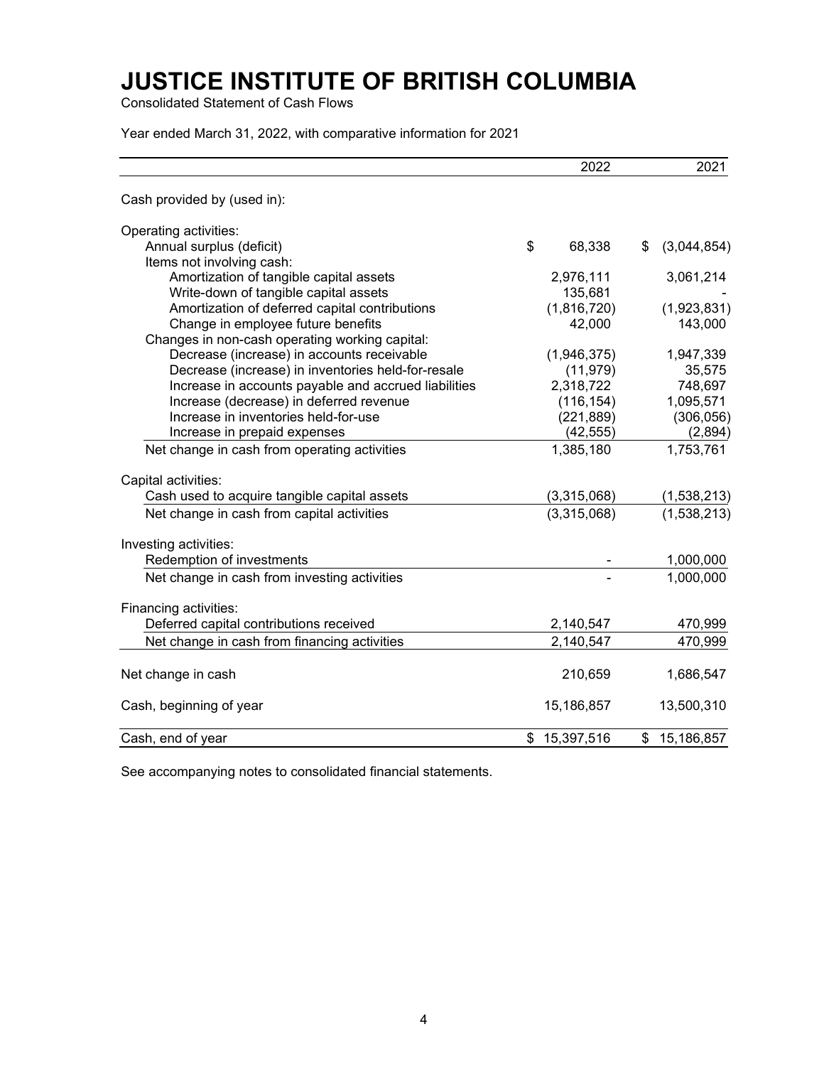# JUSTICE INSTITUTE OF BRITISH COLUMBIA

Consolidated Statement of Cash Flows

Year ended March 31, 2022, with comparative information for 2021

| | 2022 | 2021 |
|---|---|---|
| Cash provided by (used in): | | |
| Operating activities: | | |
| Annual surplus (deficit) | $ 68,338 | $ (3,044,854) |
| Items not involving cash: | | |
| Amortization of tangible capital assets | 2,976,111 | 3,061,214 |
| Write-down of tangible capital assets | 135,681 | - |
| Amortization of deferred capital contributions | (1,816,720) | (1,923,831) |
| Change in employee future benefits | 42,000 | 143,000 |
| Changes in non-cash operating working capital: | | |
| Decrease (increase) in accounts receivable | (1,946,375) | 1,947,339 |
| Decrease (increase) in inventories held-for-resale | (11,979) | 35,575 |
| Increase in accounts payable and accrued liabilities | 2,318,722 | 748,697 |
| Increase (decrease) in deferred revenue | (116,154) | 1,095,571 |
| Increase in inventories held-for-use | (221,889) | (306,056) |
| Increase in prepaid expenses | (42,555) | (2,894) |
| Net change in cash from operating activities | 1,385,180 | 1,753,761 |
| Capital activities: | | |
| Cash used to acquire tangible capital assets | (3,315,068) | (1,538,213) |
| Net change in cash from capital activities | (3,315,068) | (1,538,213) |
| Investing activities: | | |
| Redemption of investments | - | 1,000,000 |
| Net change in cash from investing activities | - | 1,000,000 |
| Financing activities: | | |
| Deferred capital contributions received | 2,140,547 | 470,999 |
| Net change in cash from financing activities | 2,140,547 | 470,999 |
| Net change in cash | 210,659 | 1,686,547 |
| Cash, beginning of year | 15,186,857 | 13,500,310 |
| Cash, end of year | $ 15,397,516 | $ 15,186,857 |

See accompanying notes to consolidated financial statements.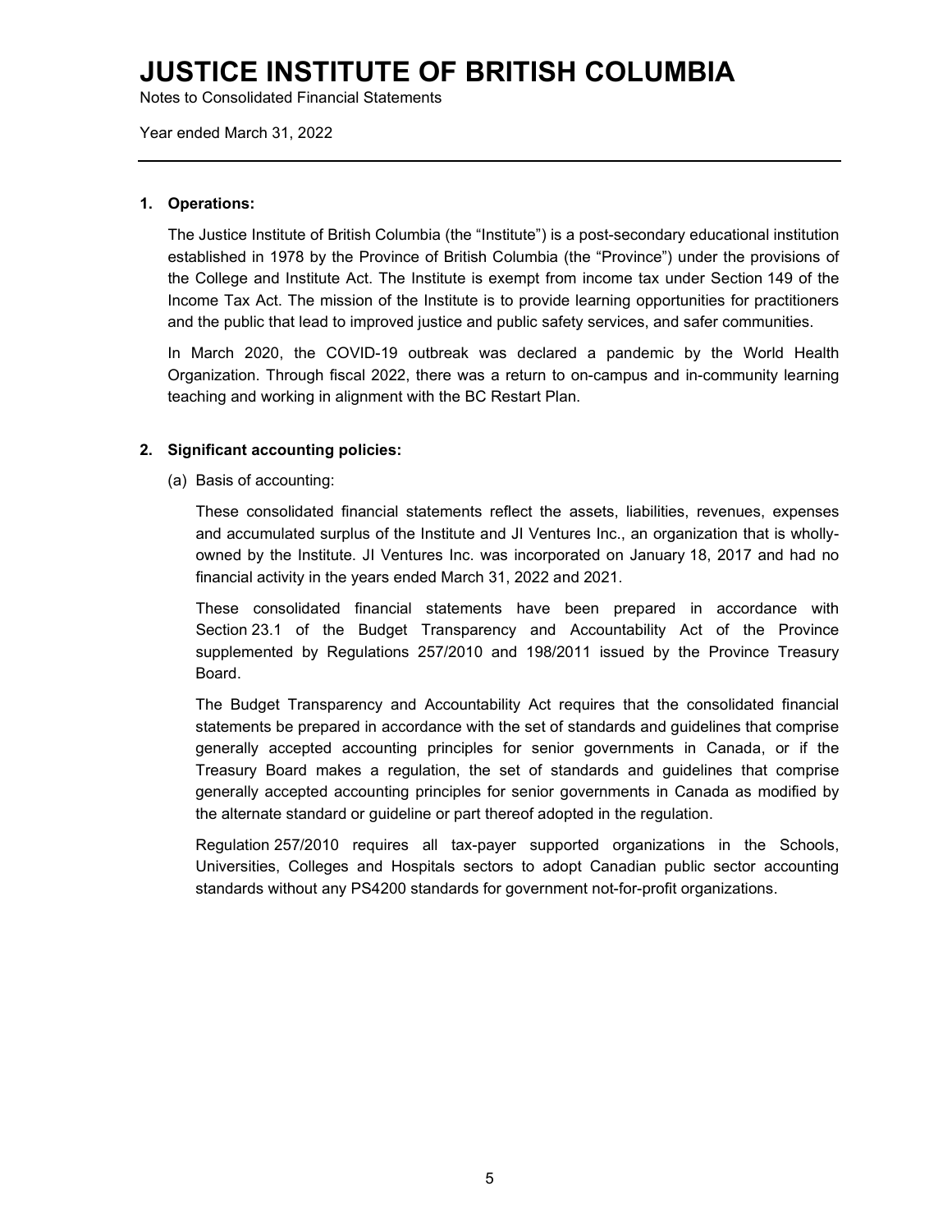# JUSTICE INSTITUTE OF BRITISH COLUMBIA

Notes to Consolidated Financial Statements

Year ended March 31, 2022

**1. Operations:**

The Justice Institute of British Columbia (the "Institute") is a post-secondary educational institution established in 1978 by the Province of British Columbia (the "Province") under the provisions of the College and Institute Act. The Institute is exempt from income tax under Section 149 of the Income Tax Act. The mission of the Institute is to provide learning opportunities for practitioners and the public that lead to improved justice and public safety services, and safer communities.

In March 2020, the COVID-19 outbreak was declared a pandemic by the World Health Organization. Through fiscal 2022, there was a return to on-campus and in-community learning teaching and working in alignment with the BC Restart Plan.

**2. Significant accounting policies:**

(a) Basis of accounting:

These consolidated financial statements reflect the assets, liabilities, revenues, expenses and accumulated surplus of the Institute and JI Ventures Inc., an organization that is wholly-owned by the Institute. JI Ventures Inc. was incorporated on January 18, 2017 and had no financial activity in the years ended March 31, 2022 and 2021.

These consolidated financial statements have been prepared in accordance with Section 23.1 of the Budget Transparency and Accountability Act of the Province supplemented by Regulations 257/2010 and 198/2011 issued by the Province Treasury Board.

The Budget Transparency and Accountability Act requires that the consolidated financial statements be prepared in accordance with the set of standards and guidelines that comprise generally accepted accounting principles for senior governments in Canada, or if the Treasury Board makes a regulation, the set of standards and guidelines that comprise generally accepted accounting principles for senior governments in Canada as modified by the alternate standard or guideline or part thereof adopted in the regulation.

Regulation 257/2010 requires all tax-payer supported organizations in the Schools, Universities, Colleges and Hospitals sectors to adopt Canadian public sector accounting standards without any PS4200 standards for government not-for-profit organizations.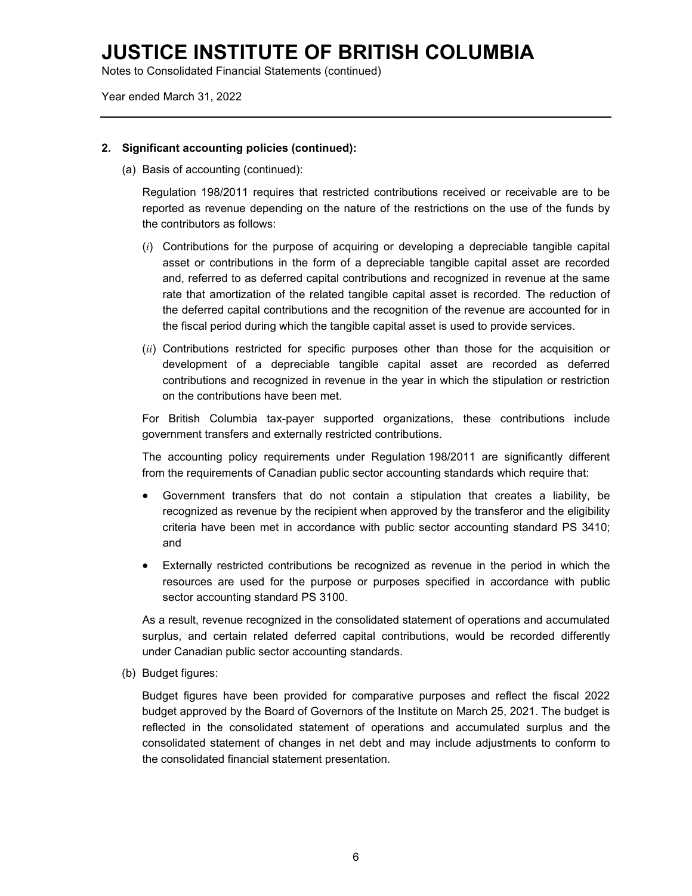## 2. Significant accounting policies (continued):

(a) Basis of accounting (continued):

Regulation 198/2011 requires that restricted contributions received or receivable are to be reported as revenue depending on the nature of the restrictions on the use of the funds by the contributors as follows:

(*i*) Contributions for the purpose of acquiring or developing a depreciable tangible capital asset or contributions in the form of a depreciable tangible capital asset are recorded and, referred to as deferred capital contributions and recognized in revenue at the same rate that amortization of the related tangible capital asset is recorded. The reduction of the deferred capital contributions and the recognition of the revenue are accounted for in the fiscal period during which the tangible capital asset is used to provide services.

(*ii*) Contributions restricted for specific purposes other than those for the acquisition or development of a depreciable tangible capital asset are recorded as deferred contributions and recognized in revenue in the year in which the stipulation or restriction on the contributions have been met.

For British Columbia tax-payer supported organizations, these contributions include government transfers and externally restricted contributions.

The accounting policy requirements under Regulation 198/2011 are significantly different from the requirements of Canadian public sector accounting standards which require that:

- Government transfers that do not contain a stipulation that creates a liability, be recognized as revenue by the recipient when approved by the transferor and the eligibility criteria have been met in accordance with public sector accounting standard PS 3410; and
- Externally restricted contributions be recognized as revenue in the period in which the resources are used for the purpose or purposes specified in accordance with public sector accounting standard PS 3100.

As a result, revenue recognized in the consolidated statement of operations and accumulated surplus, and certain related deferred capital contributions, would be recorded differently under Canadian public sector accounting standards.

(b) Budget figures:

Budget figures have been provided for comparative purposes and reflect the fiscal 2022 budget approved by the Board of Governors of the Institute on March 25, 2021. The budget is reflected in the consolidated statement of operations and accumulated surplus and the consolidated statement of changes in net debt and may include adjustments to conform to the consolidated financial statement presentation.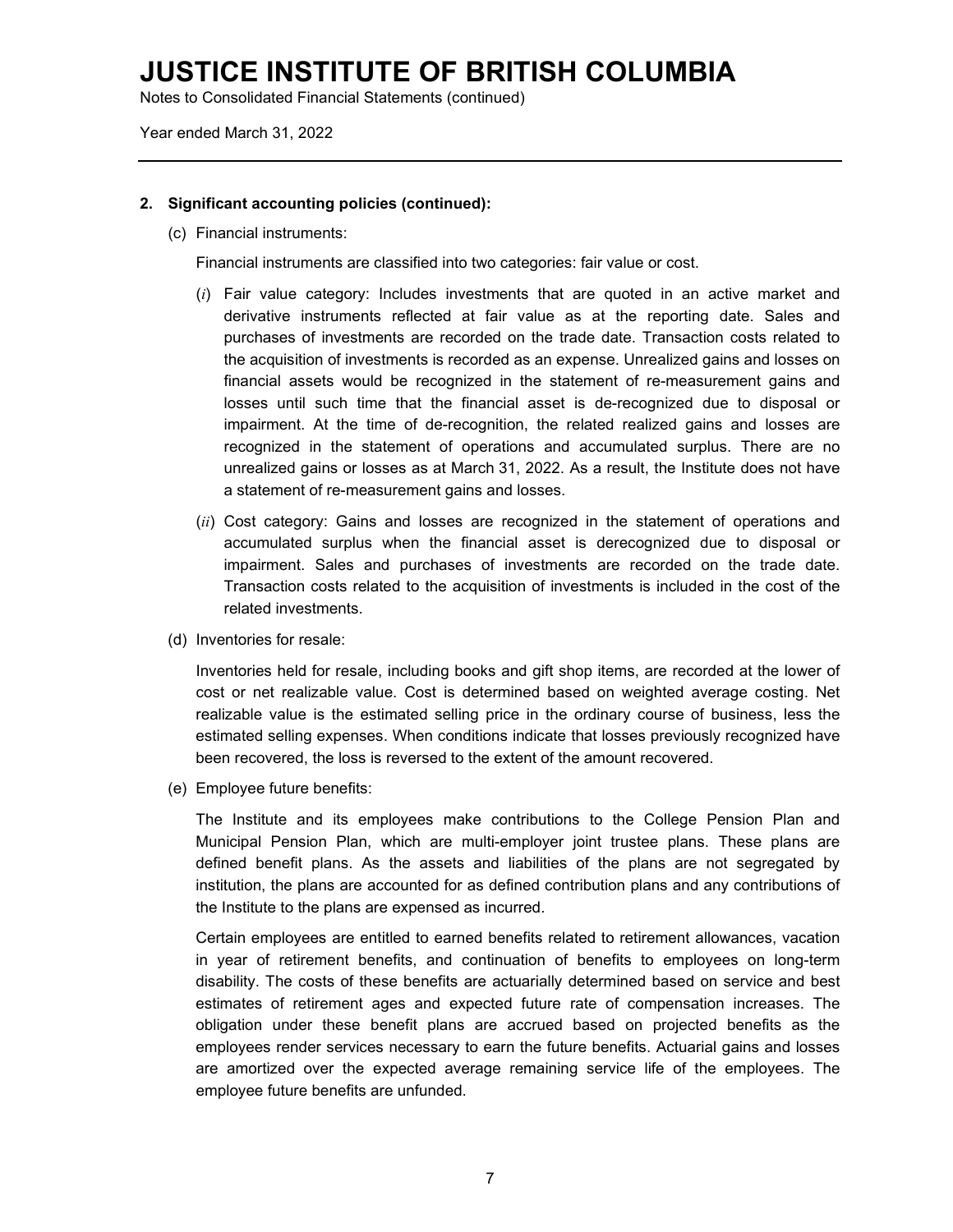# JUSTICE INSTITUTE OF BRITISH COLUMBIA

Notes to Consolidated Financial Statements (continued)

Year ended March 31, 2022

**2. Significant accounting policies (continued):**

(c) Financial instruments:

Financial instruments are classified into two categories: fair value or cost.

($i$) Fair value category: Includes investments that are quoted in an active market and derivative instruments reflected at fair value as at the reporting date. Sales and purchases of investments are recorded on the trade date. Transaction costs related to the acquisition of investments is recorded as an expense. Unrealized gains and losses on financial assets would be recognized in the statement of re-measurement gains and losses until such time that the financial asset is de-recognized due to disposal or impairment. At the time of de-recognition, the related realized gains and losses are recognized in the statement of operations and accumulated surplus. There are no unrealized gains or losses as at March 31, 2022. As a result, the Institute does not have a statement of re-measurement gains and losses.

($ii$) Cost category: Gains and losses are recognized in the statement of operations and accumulated surplus when the financial asset is derecognized due to disposal or impairment. Sales and purchases of investments are recorded on the trade date. Transaction costs related to the acquisition of investments is included in the cost of the related investments.

(d) Inventories for resale:

Inventories held for resale, including books and gift shop items, are recorded at the lower of cost or net realizable value. Cost is determined based on weighted average costing. Net realizable value is the estimated selling price in the ordinary course of business, less the estimated selling expenses. When conditions indicate that losses previously recognized have been recovered, the loss is reversed to the extent of the amount recovered.

(e) Employee future benefits:

The Institute and its employees make contributions to the College Pension Plan and Municipal Pension Plan, which are multi-employer joint trustee plans. These plans are defined benefit plans. As the assets and liabilities of the plans are not segregated by institution, the plans are accounted for as defined contribution plans and any contributions of the Institute to the plans are expensed as incurred.

Certain employees are entitled to earned benefits related to retirement allowances, vacation in year of retirement benefits, and continuation of benefits to employees on long-term disability. The costs of these benefits are actuarially determined based on service and best estimates of retirement ages and expected future rate of compensation increases. The obligation under these benefit plans are accrued based on projected benefits as the employees render services necessary to earn the future benefits. Actuarial gains and losses are amortized over the expected average remaining service life of the employees. The employee future benefits are unfunded.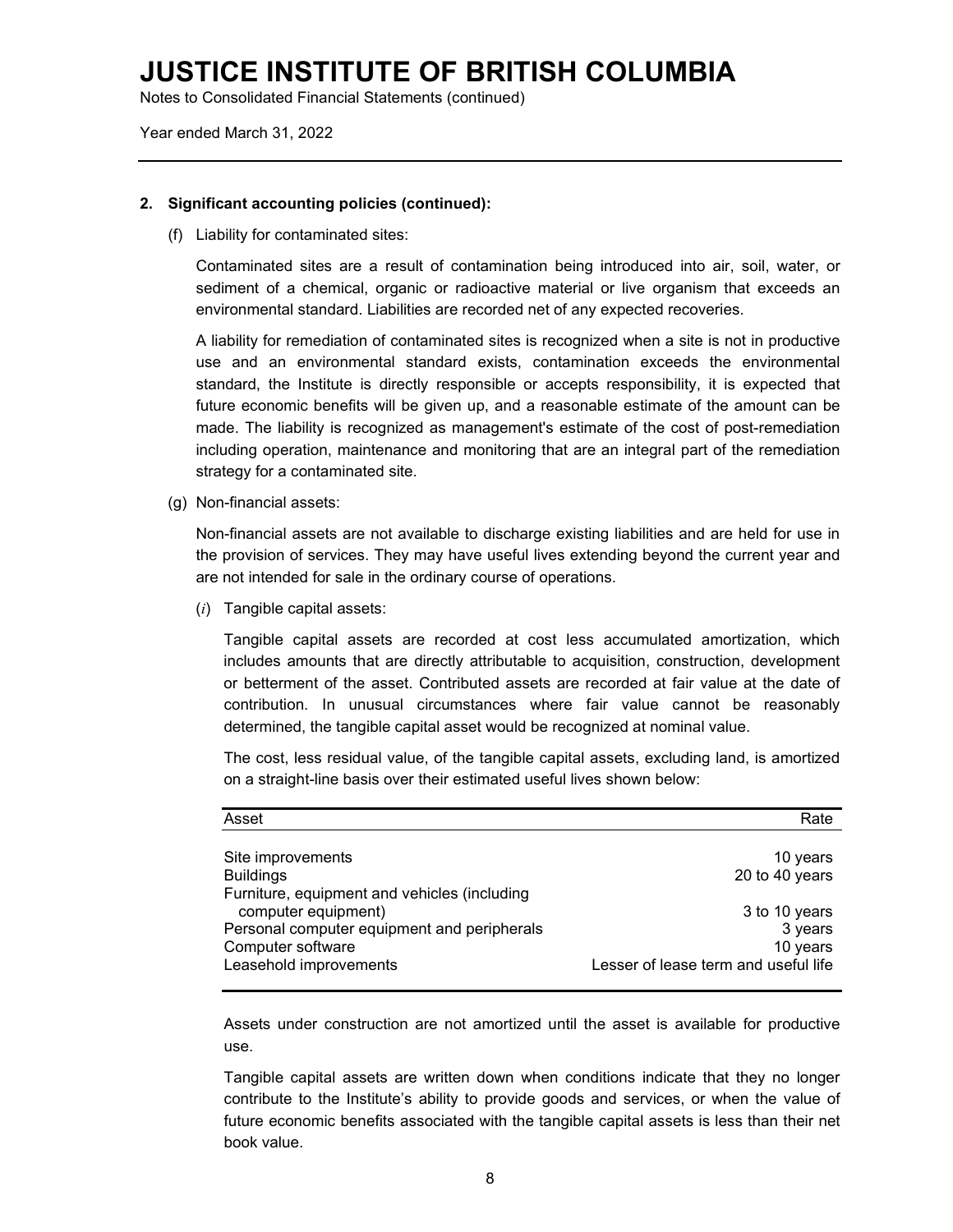# JUSTICE INSTITUTE OF BRITISH COLUMBIA

Notes to Consolidated Financial Statements (continued)

Year ended March 31, 2022

**2. Significant accounting policies (continued):**

(f) Liability for contaminated sites:

Contaminated sites are a result of contamination being introduced into air, soil, water, or sediment of a chemical, organic or radioactive material or live organism that exceeds an environmental standard. Liabilities are recorded net of any expected recoveries.

A liability for remediation of contaminated sites is recognized when a site is not in productive use and an environmental standard exists, contamination exceeds the environmental standard, the Institute is directly responsible or accepts responsibility, it is expected that future economic benefits will be given up, and a reasonable estimate of the amount can be made. The liability is recognized as management's estimate of the cost of post-remediation including operation, maintenance and monitoring that are an integral part of the remediation strategy for a contaminated site.

(g) Non-financial assets:

Non-financial assets are not available to discharge existing liabilities and are held for use in the provision of services. They may have useful lives extending beyond the current year and are not intended for sale in the ordinary course of operations.

(*i*) Tangible capital assets:

Tangible capital assets are recorded at cost less accumulated amortization, which includes amounts that are directly attributable to acquisition, construction, development or betterment of the asset. Contributed assets are recorded at fair value at the date of contribution. In unusual circumstances where fair value cannot be reasonably determined, the tangible capital asset would be recognized at nominal value.

The cost, less residual value, of the tangible capital assets, excluding land, is amortized on a straight-line basis over their estimated useful lives shown below:

| Asset | Rate |
|---|---|
| Site improvements | 10 years |
| Buildings | 20 to 40 years |
| Furniture, equipment and vehicles (including computer equipment) | 3 to 10 years |
| Personal computer equipment and peripherals | 3 years |
| Computer software | 10 years |
| Leasehold improvements | Lesser of lease term and useful life |

Assets under construction are not amortized until the asset is available for productive use.

Tangible capital assets are written down when conditions indicate that they no longer contribute to the Institute's ability to provide goods and services, or when the value of future economic benefits associated with the tangible capital assets is less than their net book value.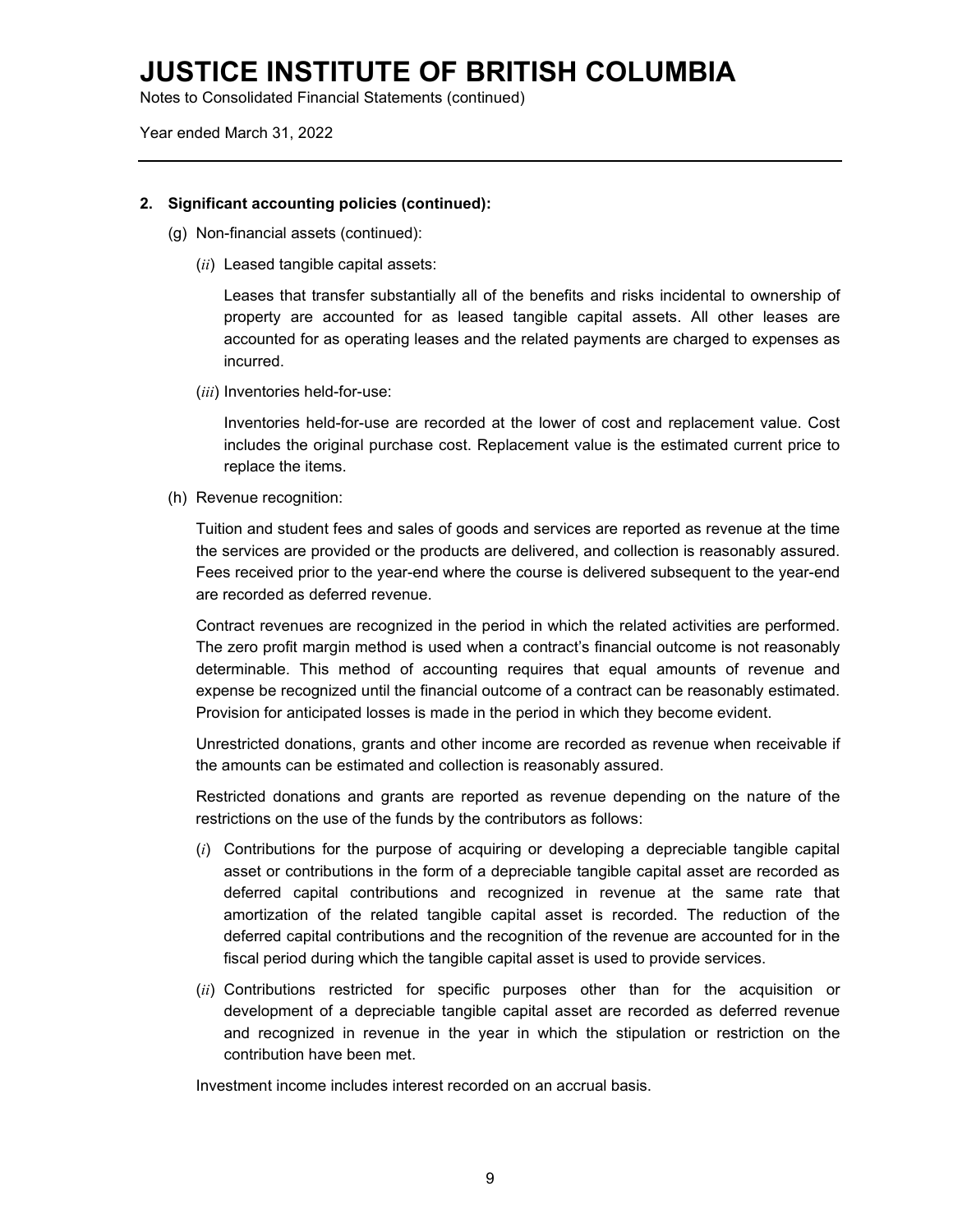# JUSTICE INSTITUTE OF BRITISH COLUMBIA

Notes to Consolidated Financial Statements (continued)

Year ended March 31, 2022

---

**2. Significant accounting policies (continued):**

(g) Non-financial assets (continued):

(*ii*) Leased tangible capital assets:

Leases that transfer substantially all of the benefits and risks incidental to ownership of property are accounted for as leased tangible capital assets. All other leases are accounted for as operating leases and the related payments are charged to expenses as incurred.

(*iii*) Inventories held-for-use:

Inventories held-for-use are recorded at the lower of cost and replacement value. Cost includes the original purchase cost. Replacement value is the estimated current price to replace the items.

(h) Revenue recognition:

Tuition and student fees and sales of goods and services are reported as revenue at the time the services are provided or the products are delivered, and collection is reasonably assured. Fees received prior to the year-end where the course is delivered subsequent to the year-end are recorded as deferred revenue.

Contract revenues are recognized in the period in which the related activities are performed. The zero profit margin method is used when a contract's financial outcome is not reasonably determinable. This method of accounting requires that equal amounts of revenue and expense be recognized until the financial outcome of a contract can be reasonably estimated. Provision for anticipated losses is made in the period in which they become evident.

Unrestricted donations, grants and other income are recorded as revenue when receivable if the amounts can be estimated and collection is reasonably assured.

Restricted donations and grants are reported as revenue depending on the nature of the restrictions on the use of the funds by the contributors as follows:

(*i*) Contributions for the purpose of acquiring or developing a depreciable tangible capital asset or contributions in the form of a depreciable tangible capital asset are recorded as deferred capital contributions and recognized in revenue at the same rate that amortization of the related tangible capital asset is recorded. The reduction of the deferred capital contributions and the recognition of the revenue are accounted for in the fiscal period during which the tangible capital asset is used to provide services.

(*ii*) Contributions restricted for specific purposes other than for the acquisition or development of a depreciable tangible capital asset are recorded as deferred revenue and recognized in revenue in the year in which the stipulation or restriction on the contribution have been met.

Investment income includes interest recorded on an accrual basis.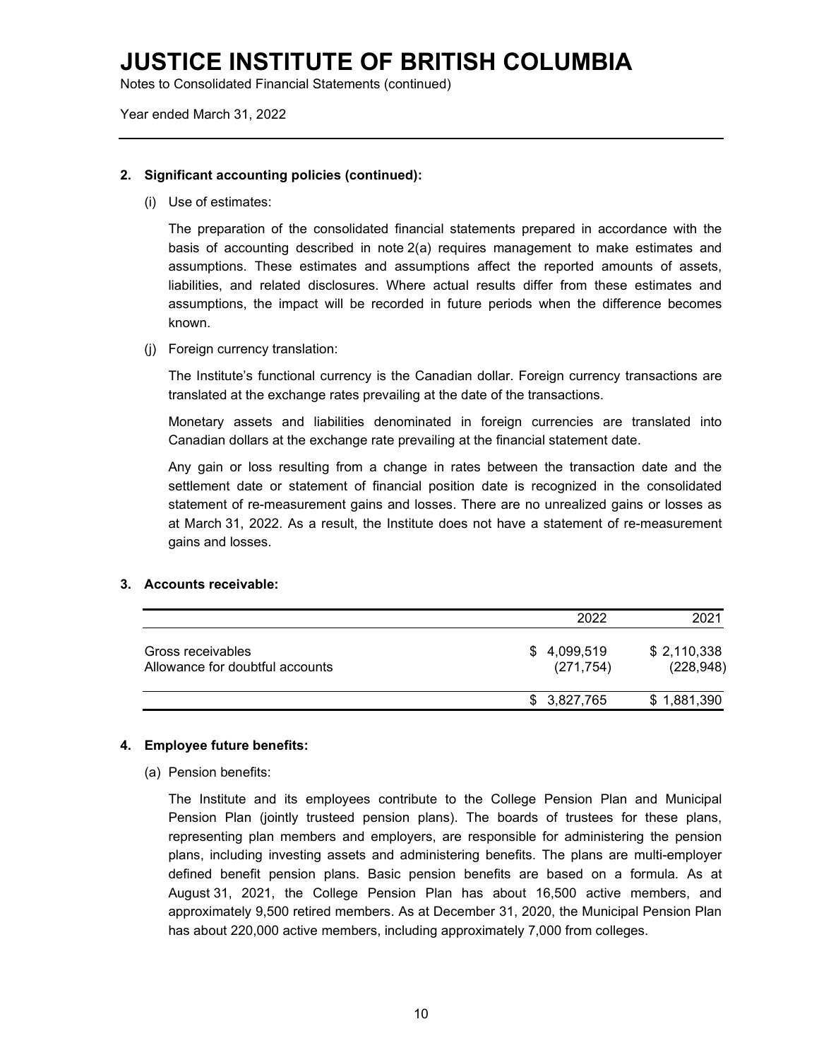# JUSTICE INSTITUTE OF BRITISH COLUMBIA

Notes to Consolidated Financial Statements (continued)

Year ended March 31, 2022

## 2. Significant accounting policies (continued):

(i) Use of estimates:

The preparation of the consolidated financial statements prepared in accordance with the basis of accounting described in note 2(a) requires management to make estimates and assumptions. These estimates and assumptions affect the reported amounts of assets, liabilities, and related disclosures. Where actual results differ from these estimates and assumptions, the impact will be recorded in future periods when the difference becomes known.

(j) Foreign currency translation:

The Institute's functional currency is the Canadian dollar. Foreign currency transactions are translated at the exchange rates prevailing at the date of the transactions.

Monetary assets and liabilities denominated in foreign currencies are translated into Canadian dollars at the exchange rate prevailing at the financial statement date.

Any gain or loss resulting from a change in rates between the transaction date and the settlement date or statement of financial position date is recognized in the consolidated statement of re-measurement gains and losses. There are no unrealized gains or losses as at March 31, 2022. As a result, the Institute does not have a statement of re-measurement gains and losses.

## 3. Accounts receivable:

| | 2022 | 2021 |
|---|---|---|
| Gross receivables | $ 4,099,519 | $ 2,110,338 |
| Allowance for doubtful accounts | (271,754) | (228,948) |
| | $ 3,827,765 | $ 1,881,390 |

## 4. Employee future benefits:

(a) Pension benefits:

The Institute and its employees contribute to the College Pension Plan and Municipal Pension Plan (jointly trusteed pension plans). The boards of trustees for these plans, representing plan members and employers, are responsible for administering the pension plans, including investing assets and administering benefits. The plans are multi-employer defined benefit pension plans. Basic pension benefits are based on a formula. As at August 31, 2021, the College Pension Plan has about 16,500 active members, and approximately 9,500 retired members. As at December 31, 2020, the Municipal Pension Plan has about 220,000 active members, including approximately 7,000 from colleges.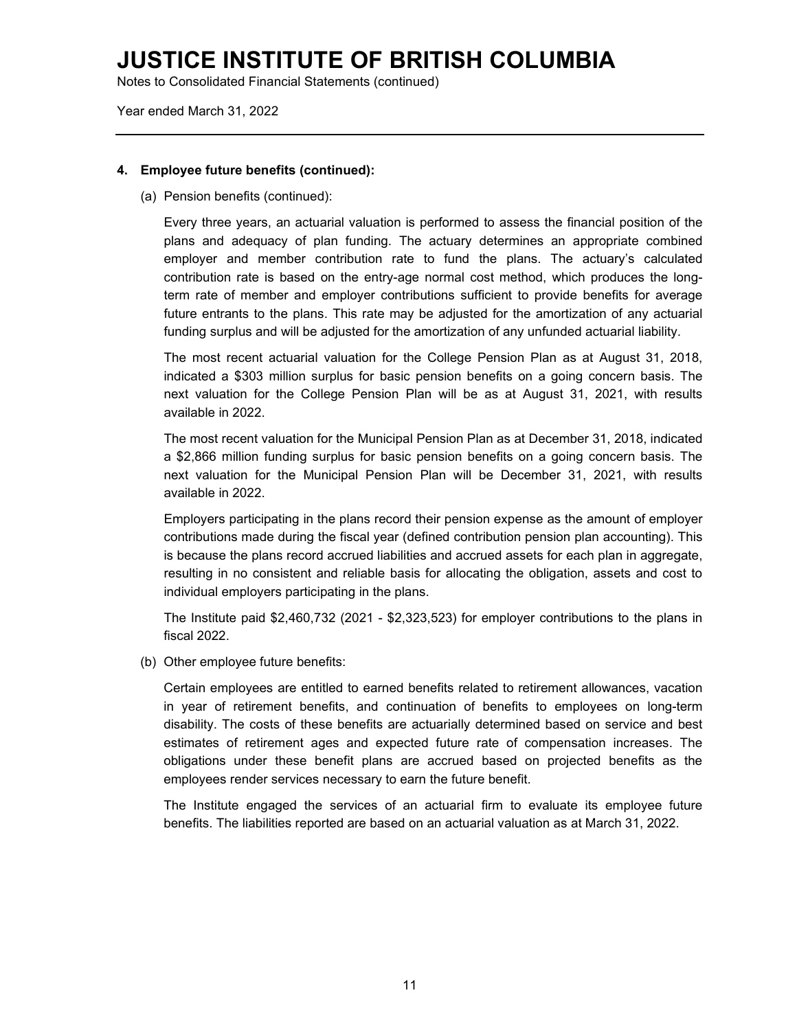## 4. Employee future benefits (continued):

(a) Pension benefits (continued):

Every three years, an actuarial valuation is performed to assess the financial position of the plans and adequacy of plan funding. The actuary determines an appropriate combined employer and member contribution rate to fund the plans. The actuary's calculated contribution rate is based on the entry-age normal cost method, which produces the long-term rate of member and employer contributions sufficient to provide benefits for average future entrants to the plans. This rate may be adjusted for the amortization of any actuarial funding surplus and will be adjusted for the amortization of any unfunded actuarial liability.

The most recent actuarial valuation for the College Pension Plan as at August 31, 2018, indicated a $303 million surplus for basic pension benefits on a going concern basis. The next valuation for the College Pension Plan will be as at August 31, 2021, with results available in 2022.

The most recent valuation for the Municipal Pension Plan as at December 31, 2018, indicated a $2,866 million funding surplus for basic pension benefits on a going concern basis. The next valuation for the Municipal Pension Plan will be December 31, 2021, with results available in 2022.

Employers participating in the plans record their pension expense as the amount of employer contributions made during the fiscal year (defined contribution pension plan accounting). This is because the plans record accrued liabilities and accrued assets for each plan in aggregate, resulting in no consistent and reliable basis for allocating the obligation, assets and cost to individual employers participating in the plans.

The Institute paid $2,460,732 (2021 - $2,323,523) for employer contributions to the plans in fiscal 2022.

(b) Other employee future benefits:

Certain employees are entitled to earned benefits related to retirement allowances, vacation in year of retirement benefits, and continuation of benefits to employees on long-term disability. The costs of these benefits are actuarially determined based on service and best estimates of retirement ages and expected future rate of compensation increases. The obligations under these benefit plans are accrued based on projected benefits as the employees render services necessary to earn the future benefit.

The Institute engaged the services of an actuarial firm to evaluate its employee future benefits. The liabilities reported are based on an actuarial valuation as at March 31, 2022.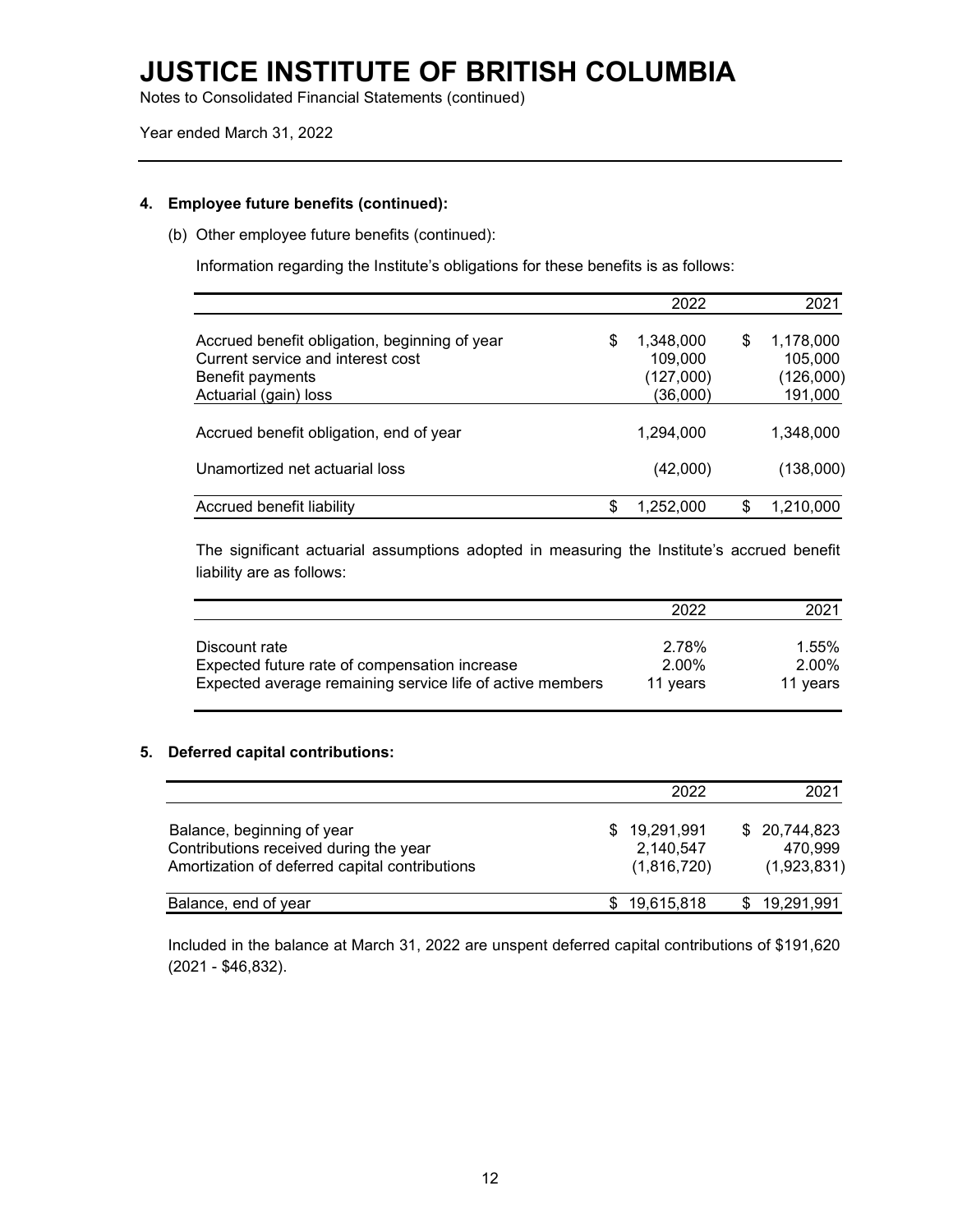# JUSTICE INSTITUTE OF BRITISH COLUMBIA

Notes to Consolidated Financial Statements (continued)

Year ended March 31, 2022

## 4. Employee future benefits (continued):

(b) Other employee future benefits (continued):

Information regarding the Institute's obligations for these benefits is as follows:

| | 2022 | 2021 |
|---|---|---|
| Accrued benefit obligation, beginning of year | $ 1,348,000 | $ 1,178,000 |
| Current service and interest cost | 109,000 | 105,000 |
| Benefit payments | (127,000) | (126,000) |
| Actuarial (gain) loss | (36,000) | 191,000 |
| Accrued benefit obligation, end of year | 1,294,000 | 1,348,000 |
| Unamortized net actuarial loss | (42,000) | (138,000) |
| Accrued benefit liability | $ 1,252,000 | $ 1,210,000 |

The significant actuarial assumptions adopted in measuring the Institute's accrued benefit liability are as follows:

| | 2022 | 2021 |
|---|---|---|
| Discount rate | 2.78% | 1.55% |
| Expected future rate of compensation increase | 2.00% | 2.00% |
| Expected average remaining service life of active members | 11 years | 11 years |

## 5. Deferred capital contributions:

| | 2022 | 2021 |
|---|---|---|
| Balance, beginning of year | $ 19,291,991 | $ 20,744,823 |
| Contributions received during the year | 2,140,547 | 470,999 |
| Amortization of deferred capital contributions | (1,816,720) | (1,923,831) |
| Balance, end of year | $ 19,615,818 | $ 19,291,991 |

Included in the balance at March 31, 2022 are unspent deferred capital contributions of $191,620 (2021 - $46,832).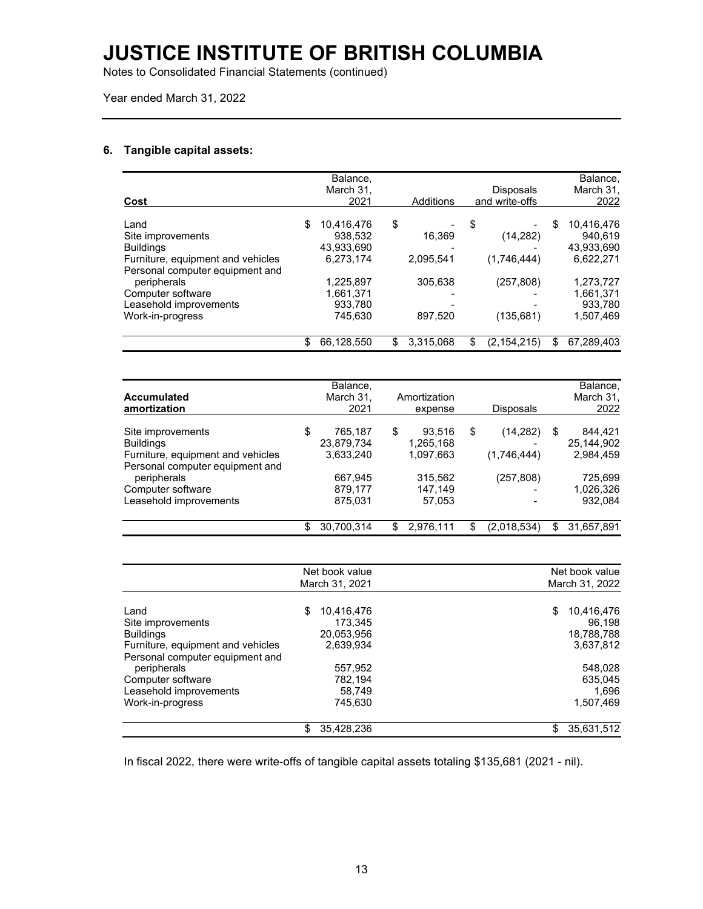# JUSTICE INSTITUTE OF BRITISH COLUMBIA

Notes to Consolidated Financial Statements (continued)

Year ended March 31, 2022

## 6. Tangible capital assets:

| Cost | Balance, March 31, 2021 | Additions | Disposals and write-offs | Balance, March 31, 2022 |
|---|---|---|---|---|
| Land | $ 10,416,476 | $ - | $ - | $ 10,416,476 |
| Site improvements | 938,532 | 16,369 | (14,282) | 940,619 |
| Buildings | 43,933,690 | - | - | 43,933,690 |
| Furniture, equipment and vehicles | 6,273,174 | 2,095,541 | (1,746,444) | 6,622,271 |
| Personal computer equipment and peripherals | 1,225,897 | 305,638 | (257,808) | 1,273,727 |
| Computer software | 1,661,371 | - | - | 1,661,371 |
| Leasehold improvements | 933,780 | - | - | 933,780 |
| Work-in-progress | 745,630 | 897,520 | (135,681) | 1,507,469 |
| | $ 66,128,550 | $ 3,315,068 | $ (2,154,215) | $ 67,289,403 |

| Accumulated amortization | Balance, March 31, 2021 | Amortization expense | Disposals | Balance, March 31, 2022 |
|---|---|---|---|---|
| Site improvements | $ 765,187 | $ 93,516 | $ (14,282) | $ 844,421 |
| Buildings | 23,879,734 | 1,265,168 | - | 25,144,902 |
| Furniture, equipment and vehicles | 3,633,240 | 1,097,663 | (1,746,444) | 2,984,459 |
| Personal computer equipment and peripherals | 667,945 | 315,562 | (257,808) | 725,699 |
| Computer software | 879,177 | 147,149 | - | 1,026,326 |
| Leasehold improvements | 875,031 | 57,053 | - | 932,084 |
| | $ 30,700,314 | $ 2,976,111 | $ (2,018,534) | $ 31,657,891 |

| | Net book value March 31, 2021 | Net book value March 31, 2022 |
|---|---|---|
| Land | $ 10,416,476 | $ 10,416,476 |
| Site improvements | 173,345 | 96,198 |
| Buildings | 20,053,956 | 18,788,788 |
| Furniture, equipment and vehicles | 2,639,934 | 3,637,812 |
| Personal computer equipment and peripherals | 557,952 | 548,028 |
| Computer software | 782,194 | 635,045 |
| Leasehold improvements | 58,749 | 1,696 |
| Work-in-progress | 745,630 | 1,507,469 |
| | $ 35,428,236 | $ 35,631,512 |

In fiscal 2022, there were write-offs of tangible capital assets totaling $135,681 (2021 - nil).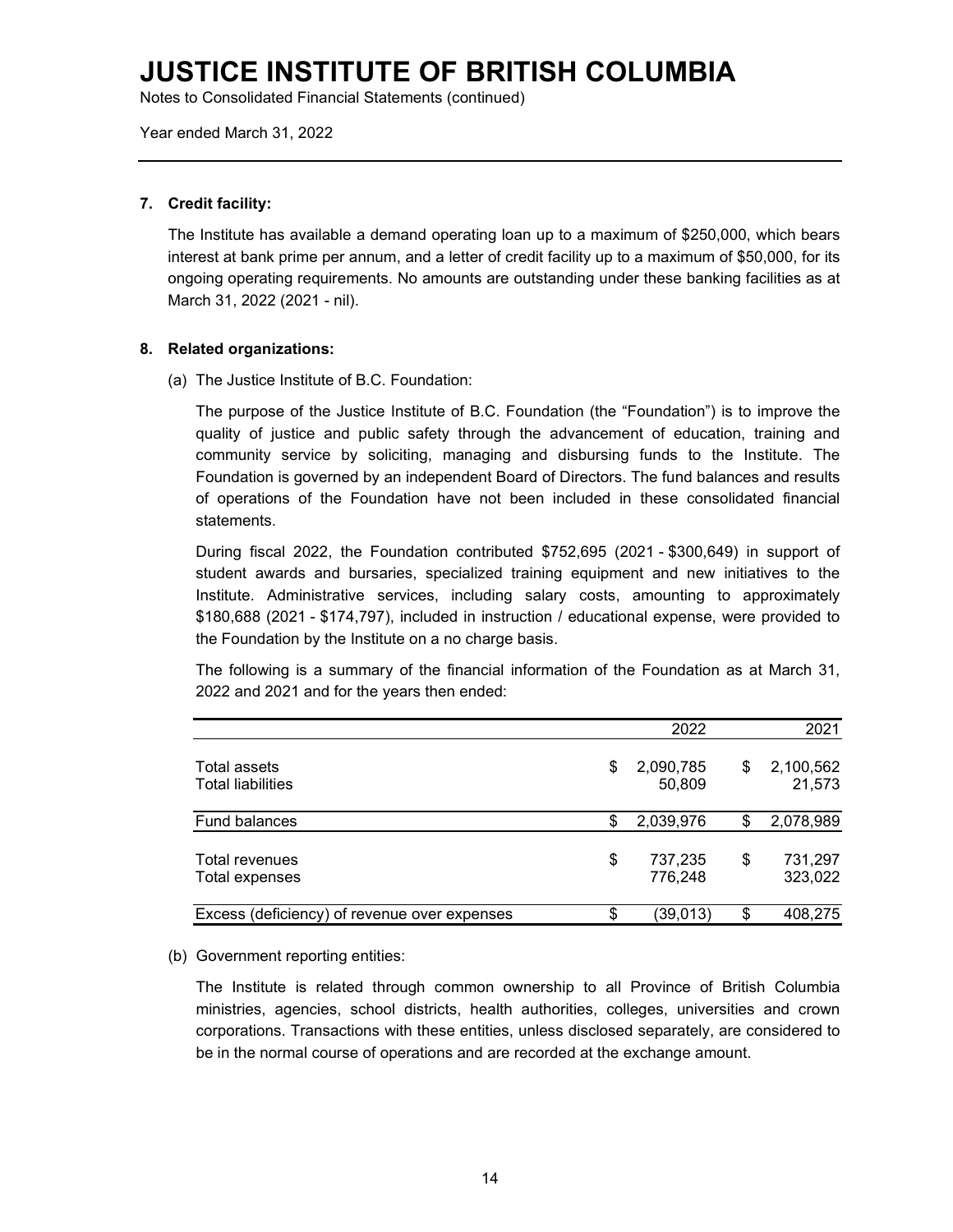# JUSTICE INSTITUTE OF BRITISH COLUMBIA

Notes to Consolidated Financial Statements (continued)

Year ended March 31, 2022

**7. Credit facility:**

The Institute has available a demand operating loan up to a maximum of $250,000, which bears interest at bank prime per annum, and a letter of credit facility up to a maximum of $50,000, for its ongoing operating requirements. No amounts are outstanding under these banking facilities as at March 31, 2022 (2021 - nil).

**8. Related organizations:**

(a) The Justice Institute of B.C. Foundation:

The purpose of the Justice Institute of B.C. Foundation (the "Foundation") is to improve the quality of justice and public safety through the advancement of education, training and community service by soliciting, managing and disbursing funds to the Institute. The Foundation is governed by an independent Board of Directors. The fund balances and results of operations of the Foundation have not been included in these consolidated financial statements.

During fiscal 2022, the Foundation contributed $752,695 (2021 - $300,649) in support of student awards and bursaries, specialized training equipment and new initiatives to the Institute. Administrative services, including salary costs, amounting to approximately $180,688 (2021 - $174,797), included in instruction / educational expense, were provided to the Foundation by the Institute on a no charge basis.

The following is a summary of the financial information of the Foundation as at March 31, 2022 and 2021 and for the years then ended:

| | 2022 | 2021 |
|---|---|---|
| Total assets | $ 2,090,785 | $ 2,100,562 |
| Total liabilities | 50,809 | 21,573 |
| Fund balances | $ 2,039,976 | $ 2,078,989 |
| Total revenues | $ 737,235 | $ 731,297 |
| Total expenses | 776,248 | 323,022 |
| Excess (deficiency) of revenue over expenses | $ (39,013) | $ 408,275 |

(b) Government reporting entities:

The Institute is related through common ownership to all Province of British Columbia ministries, agencies, school districts, health authorities, colleges, universities and crown corporations. Transactions with these entities, unless disclosed separately, are considered to be in the normal course of operations and are recorded at the exchange amount.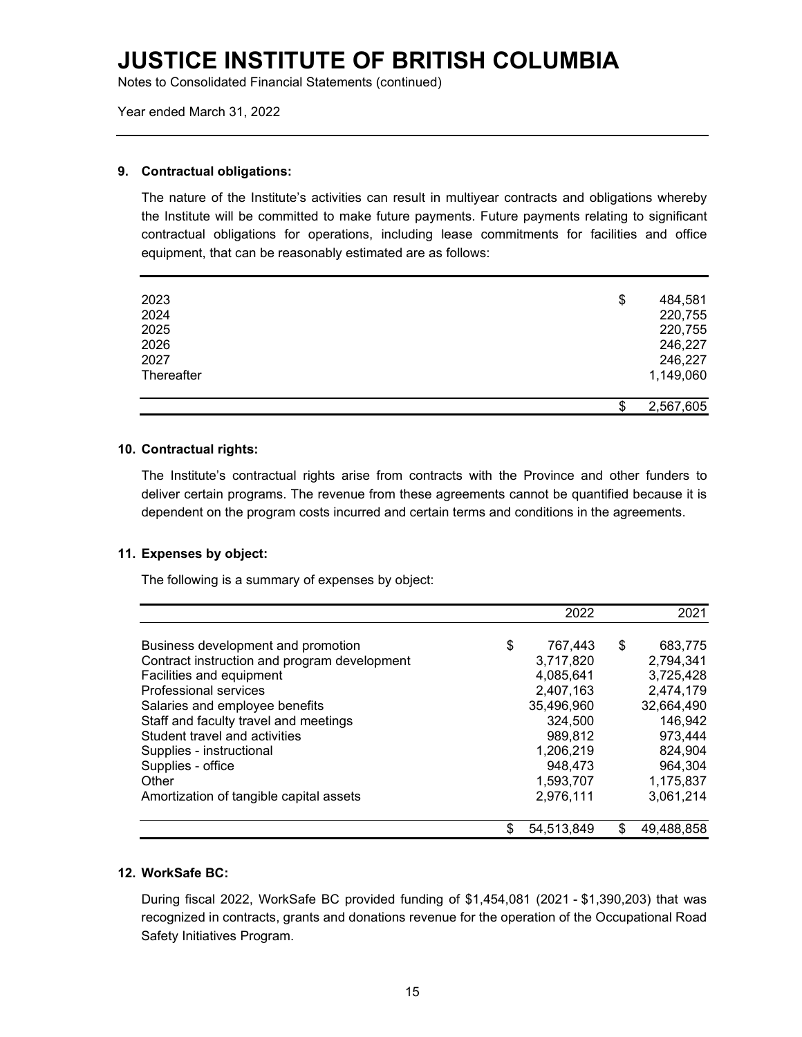# JUSTICE INSTITUTE OF BRITISH COLUMBIA

Notes to Consolidated Financial Statements (continued)

Year ended March 31, 2022

### 9. Contractual obligations:

The nature of the Institute's activities can result in multiyear contracts and obligations whereby the Institute will be committed to make future payments. Future payments relating to significant contractual obligations for operations, including lease commitments for facilities and office equipment, that can be reasonably estimated are as follows:

| | |
|---|---|
| 2023 | $ 484,581 |
| 2024 | 220,755 |
| 2025 | 220,755 |
| 2026 | 246,227 |
| 2027 | 246,227 |
| Thereafter | 1,149,060 |
| | $ 2,567,605 |

### 10. Contractual rights:

The Institute's contractual rights arise from contracts with the Province and other funders to deliver certain programs. The revenue from these agreements cannot be quantified because it is dependent on the program costs incurred and certain terms and conditions in the agreements.

### 11. Expenses by object:

The following is a summary of expenses by object:

| | 2022 | 2021 |
|---|---|---|
| Business development and promotion | $ 767,443 | $ 683,775 |
| Contract instruction and program development | 3,717,820 | 2,794,341 |
| Facilities and equipment | 4,085,641 | 3,725,428 |
| Professional services | 2,407,163 | 2,474,179 |
| Salaries and employee benefits | 35,496,960 | 32,664,490 |
| Staff and faculty travel and meetings | 324,500 | 146,942 |
| Student travel and activities | 989,812 | 973,444 |
| Supplies - instructional | 1,206,219 | 824,904 |
| Supplies - office | 948,473 | 964,304 |
| Other | 1,593,707 | 1,175,837 |
| Amortization of tangible capital assets | 2,976,111 | 3,061,214 |
| | $ 54,513,849 | $ 49,488,858 |

### 12. WorkSafe BC:

During fiscal 2022, WorkSafe BC provided funding of $1,454,081 (2021 - $1,390,203) that was recognized in contracts, grants and donations revenue for the operation of the Occupational Road Safety Initiatives Program.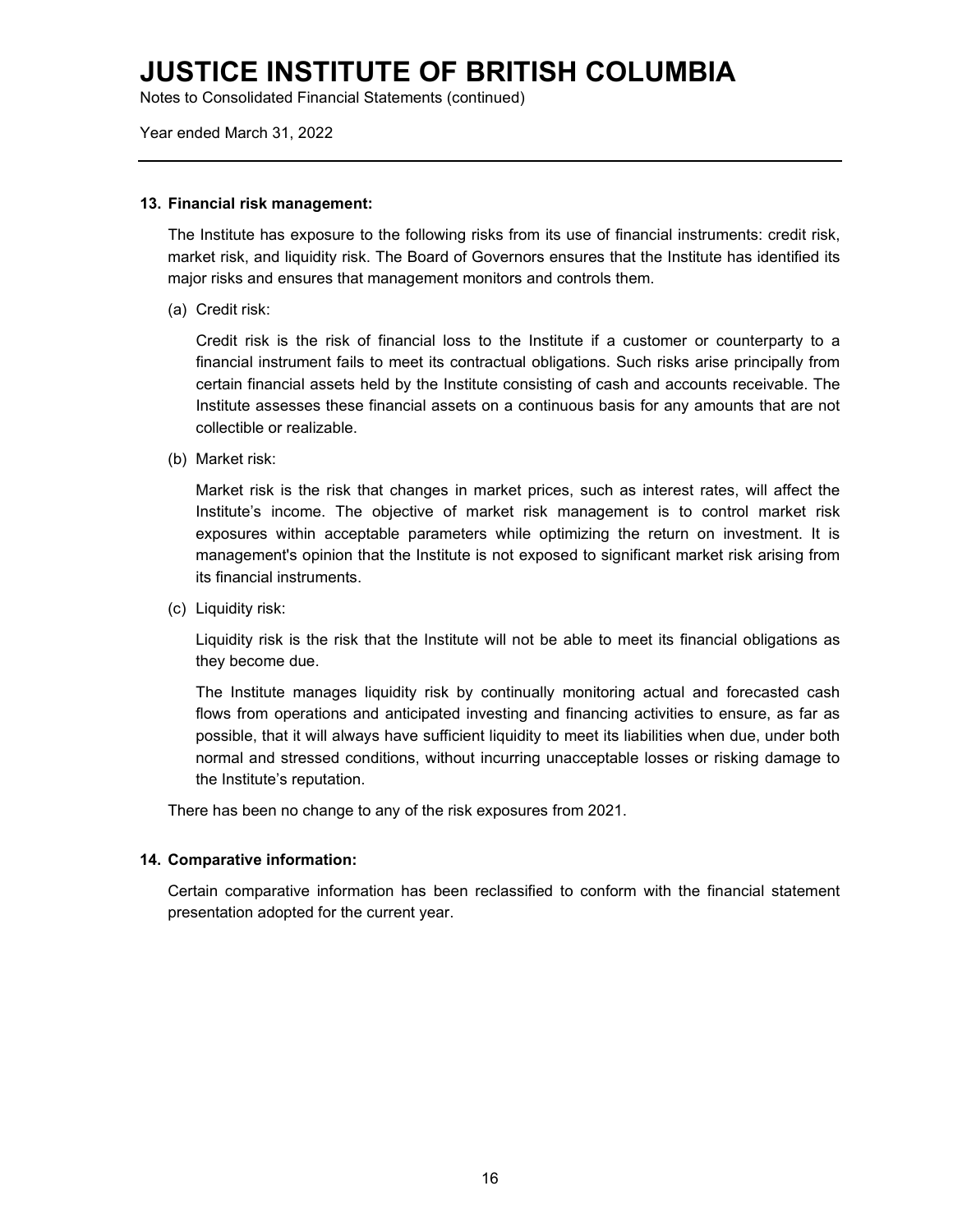### 13. Financial risk management:

The Institute has exposure to the following risks from its use of financial instruments: credit risk, market risk, and liquidity risk. The Board of Governors ensures that the Institute has identified its major risks and ensures that management monitors and controls them.

(a) Credit risk:

Credit risk is the risk of financial loss to the Institute if a customer or counterparty to a financial instrument fails to meet its contractual obligations. Such risks arise principally from certain financial assets held by the Institute consisting of cash and accounts receivable. The Institute assesses these financial assets on a continuous basis for any amounts that are not collectible or realizable.

(b) Market risk:

Market risk is the risk that changes in market prices, such as interest rates, will affect the Institute's income. The objective of market risk management is to control market risk exposures within acceptable parameters while optimizing the return on investment. It is management's opinion that the Institute is not exposed to significant market risk arising from its financial instruments.

(c) Liquidity risk:

Liquidity risk is the risk that the Institute will not be able to meet its financial obligations as they become due.

The Institute manages liquidity risk by continually monitoring actual and forecasted cash flows from operations and anticipated investing and financing activities to ensure, as far as possible, that it will always have sufficient liquidity to meet its liabilities when due, under both normal and stressed conditions, without incurring unacceptable losses or risking damage to the Institute's reputation.

There has been no change to any of the risk exposures from 2021.

### 14. Comparative information:

Certain comparative information has been reclassified to conform with the financial statement presentation adopted for the current year.